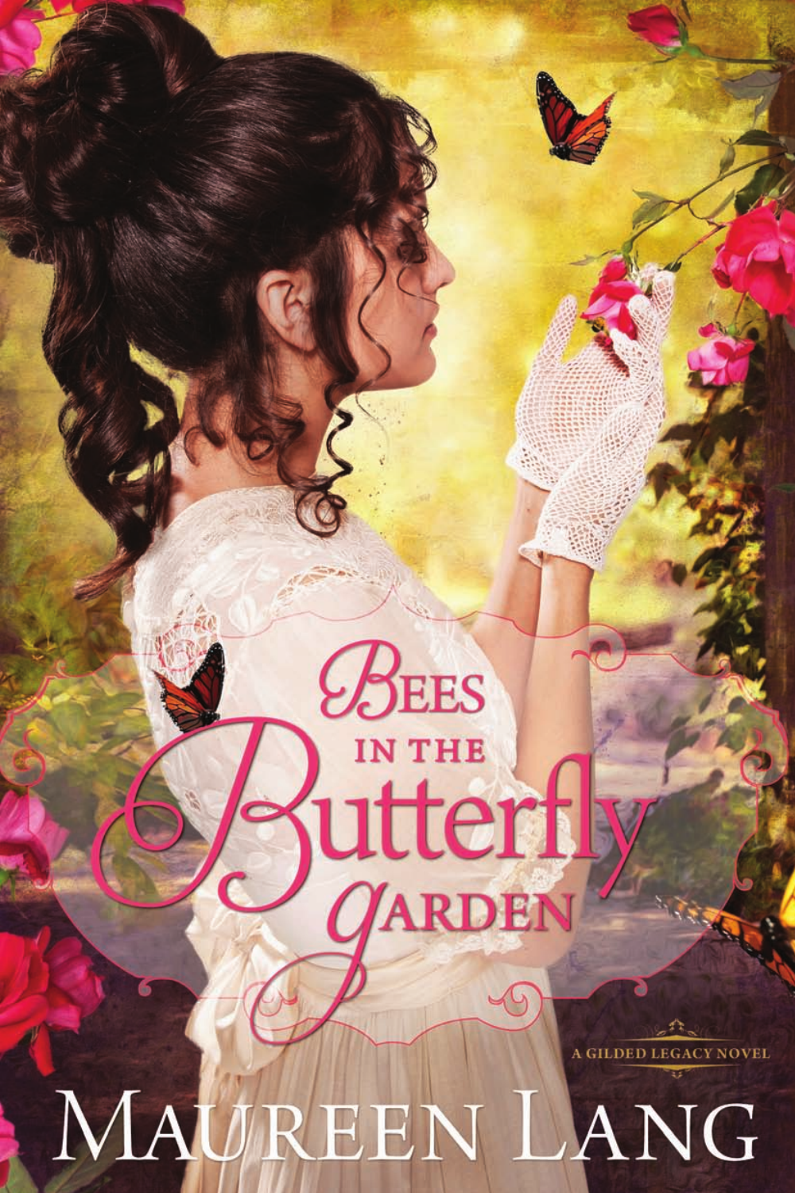# Bees in the Butterfly Garden

A Gilded Legacy Novel

Maureen Lang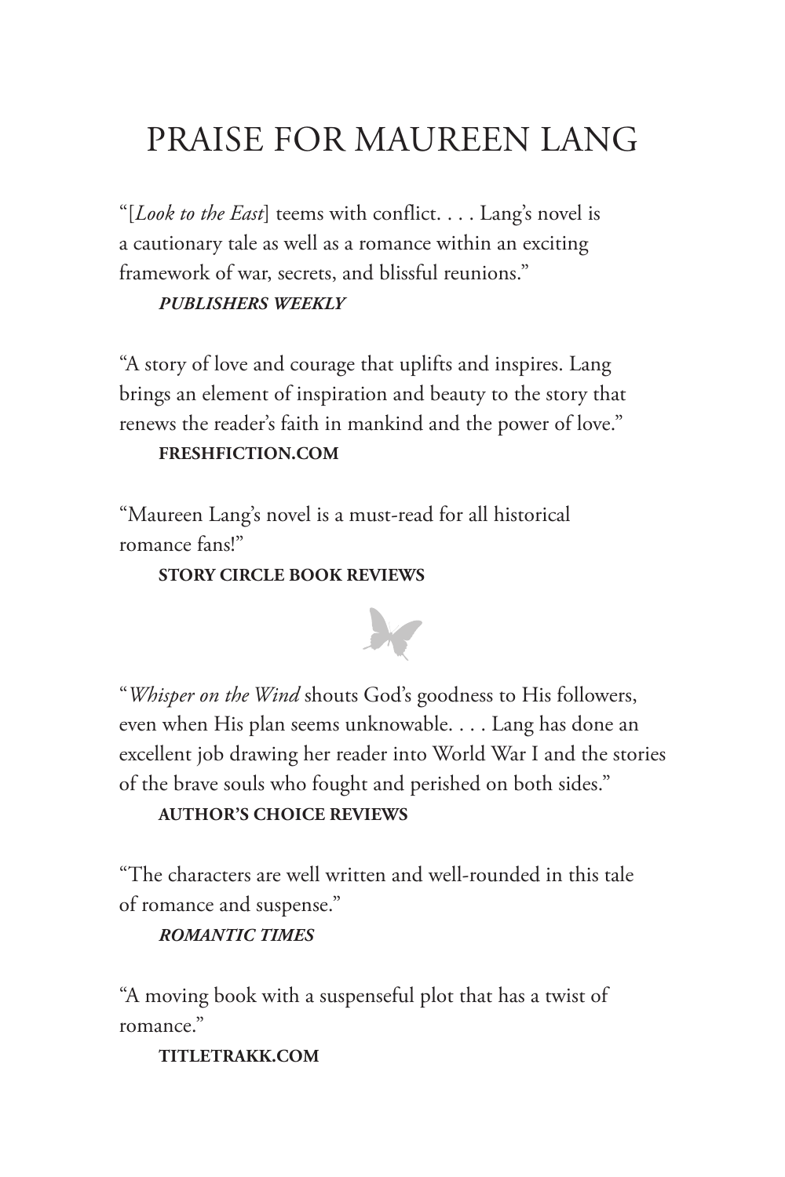# PRAISE FOR MAUREEN LANG

"[*Look to the East*] teems with conflict. . . . Lang's novel is a cautionary tale as well as a romance within an exciting framework of war, secrets, and blissful reunions."

***PUBLISHERS WEEKLY***

"A story of love and courage that uplifts and inspires. Lang brings an element of inspiration and beauty to the story that renews the reader's faith in mankind and the power of love."

**FRESHFICTION.COM**

"Maureen Lang's novel is a must-read for all historical romance fans!"

**STORY CIRCLE BOOK REVIEWS**

"*Whisper on the Wind* shouts God's goodness to His followers, even when His plan seems unknowable. . . . Lang has done an excellent job drawing her reader into World War I and the stories of the brave souls who fought and perished on both sides."

**AUTHOR'S CHOICE REVIEWS**

"The characters are well written and well-rounded in this tale of romance and suspense."

***ROMANTIC TIMES***

"A moving book with a suspenseful plot that has a twist of romance."

**TITLETRAKK.COM**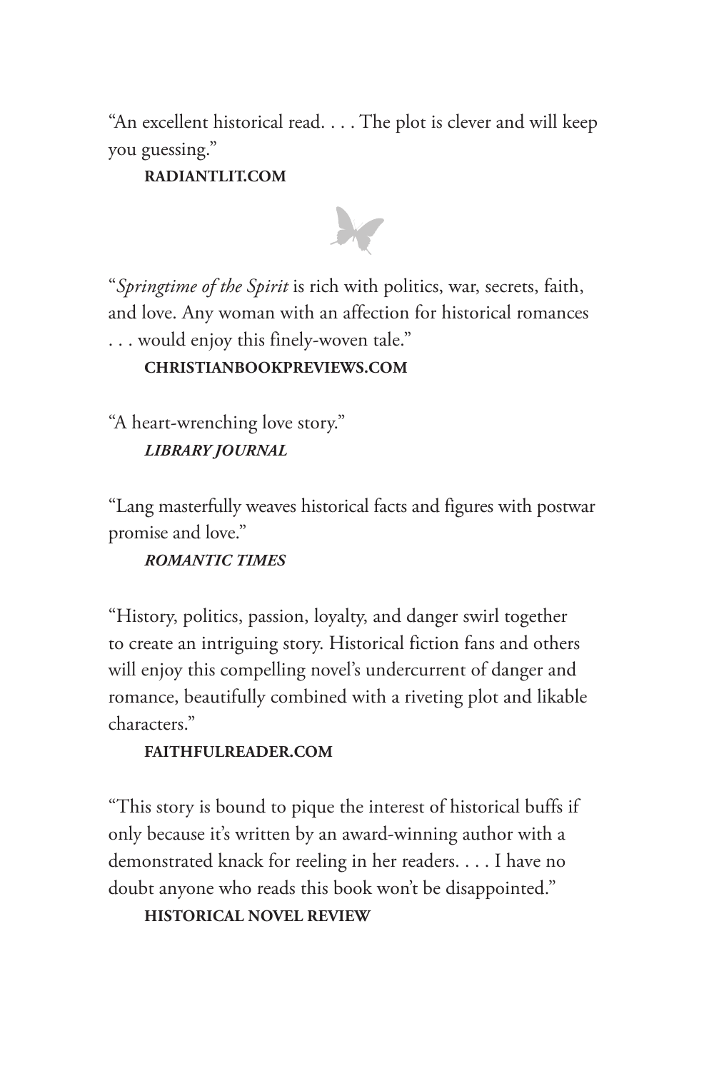"An excellent historical read. . . . The plot is clever and will keep you guessing."

**RADIANTLIT.COM**

"*Springtime of the Spirit* is rich with politics, war, secrets, faith, and love. Any woman with an affection for historical romances . . . would enjoy this finely-woven tale."

**CHRISTIANBOOKPREVIEWS.COM**

"A heart-wrenching love story."

***LIBRARY JOURNAL***

"Lang masterfully weaves historical facts and figures with postwar promise and love."

***ROMANTIC TIMES***

"History, politics, passion, loyalty, and danger swirl together to create an intriguing story. Historical fiction fans and others will enjoy this compelling novel's undercurrent of danger and romance, beautifully combined with a riveting plot and likable characters."

**FAITHFULREADER.COM**

"This story is bound to pique the interest of historical buffs if only because it's written by an award-winning author with a demonstrated knack for reeling in her readers. . . . I have no doubt anyone who reads this book won't be disappointed."

**HISTORICAL NOVEL REVIEW**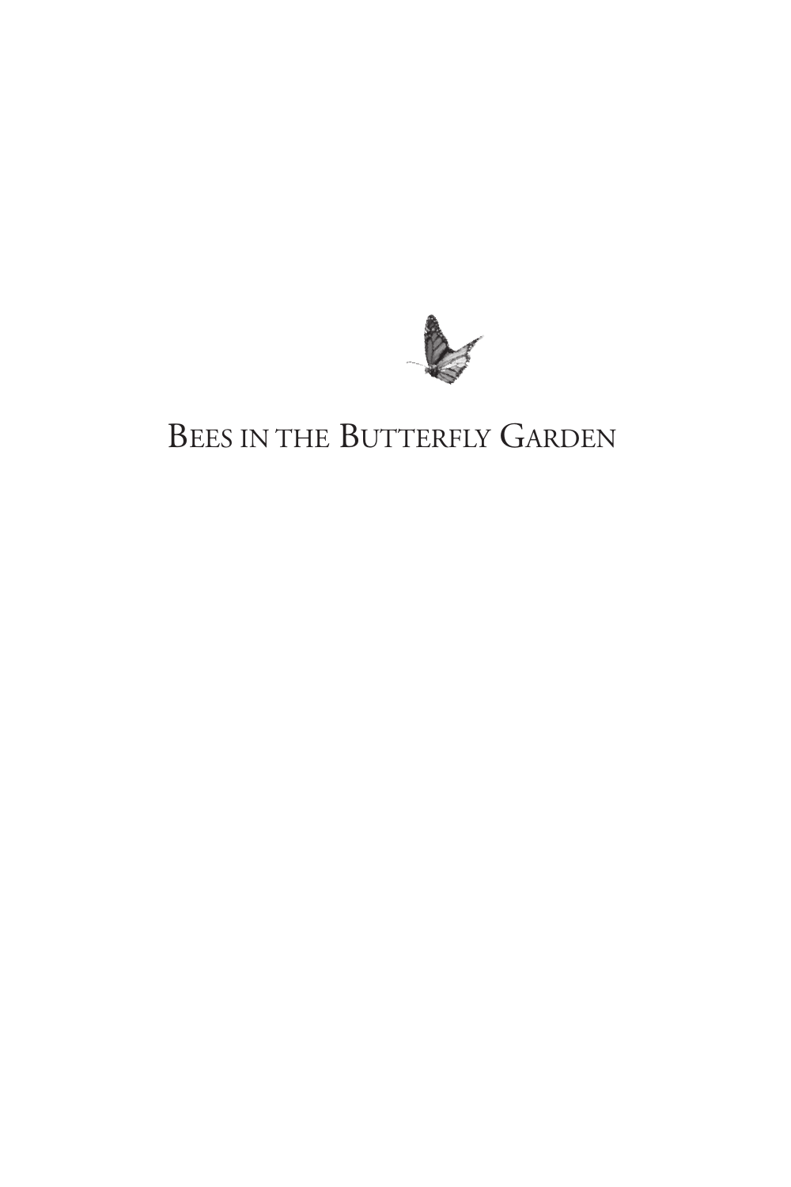# Bees in the Butterfly Garden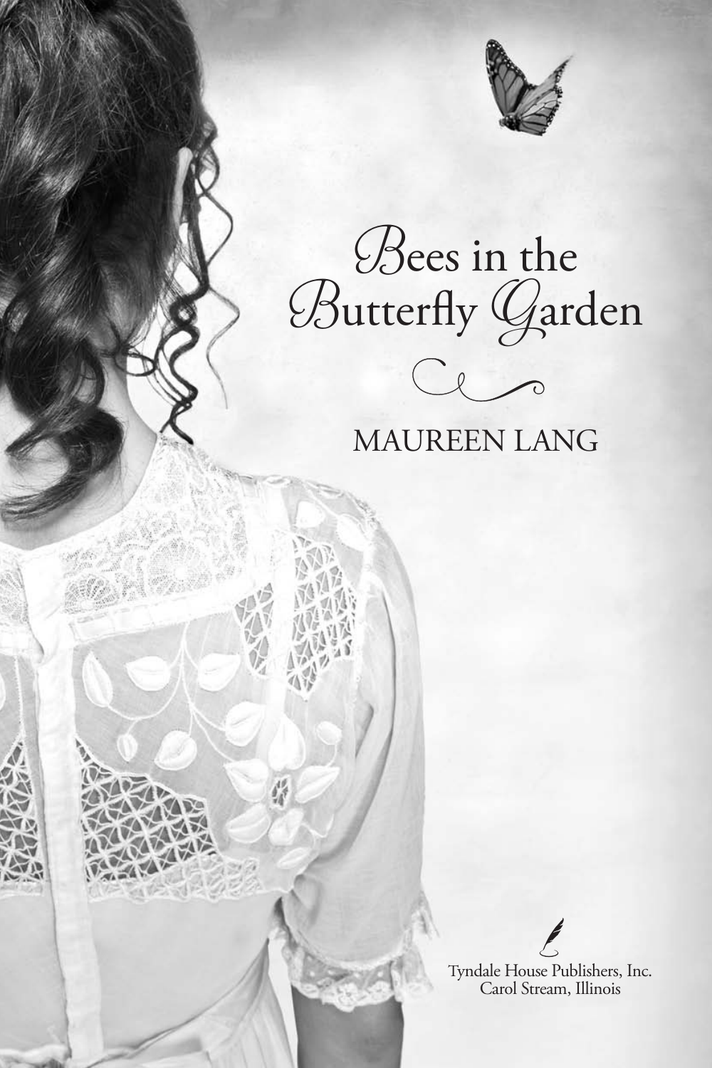# Bees in the Butterfly Garden

MAUREEN LANG

Tyndale House Publishers, Inc.
Carol Stream, Illinois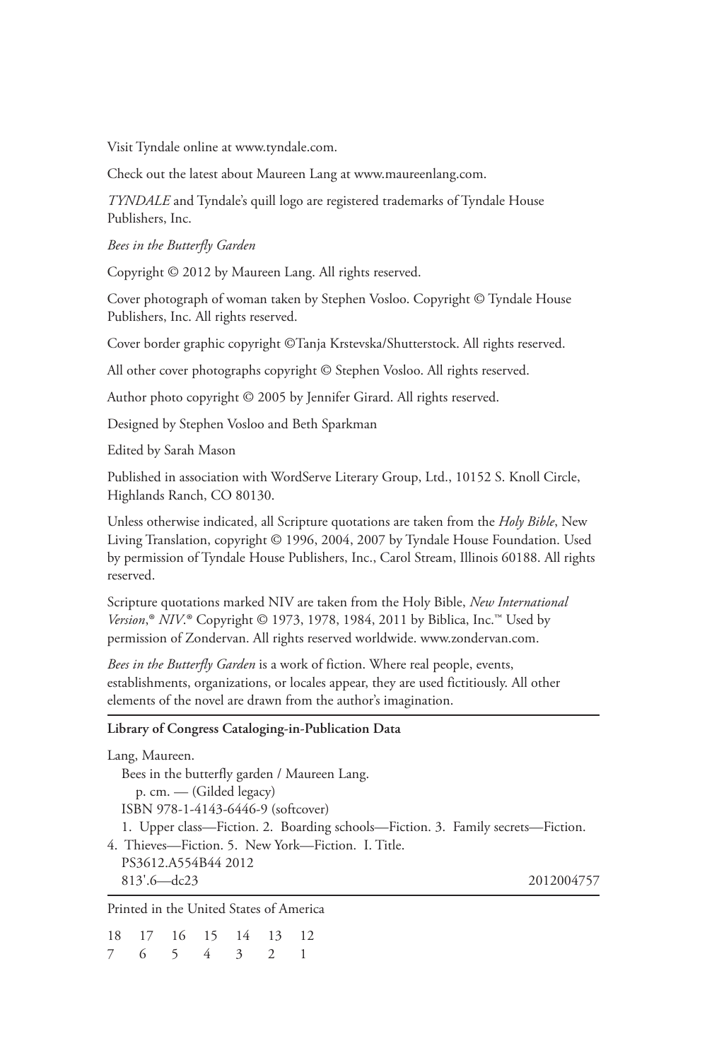Visit Tyndale online at www.tyndale.com.

Check out the latest about Maureen Lang at www.maureenlang.com.

*TYNDALE* and Tyndale's quill logo are registered trademarks of Tyndale House Publishers, Inc.

*Bees in the Butterfly Garden*

Copyright © 2012 by Maureen Lang. All rights reserved.

Cover photograph of woman taken by Stephen Vosloo. Copyright © Tyndale House Publishers, Inc. All rights reserved.

Cover border graphic copyright ©Tanja Krstevska/Shutterstock. All rights reserved.

All other cover photographs copyright © Stephen Vosloo. All rights reserved.

Author photo copyright © 2005 by Jennifer Girard. All rights reserved.

Designed by Stephen Vosloo and Beth Sparkman

Edited by Sarah Mason

Published in association with WordServe Literary Group, Ltd., 10152 S. Knoll Circle, Highlands Ranch, CO 80130.

Unless otherwise indicated, all Scripture quotations are taken from the *Holy Bible*, New Living Translation, copyright © 1996, 2004, 2007 by Tyndale House Foundation. Used by permission of Tyndale House Publishers, Inc., Carol Stream, Illinois 60188. All rights reserved.

Scripture quotations marked NIV are taken from the Holy Bible, *New International Version*,® *NIV*.® Copyright © 1973, 1978, 1984, 2011 by Biblica, Inc.™ Used by permission of Zondervan. All rights reserved worldwide. www.zondervan.com.

*Bees in the Butterfly Garden* is a work of fiction. Where real people, events, establishments, organizations, or locales appear, they are used fictitiously. All other elements of the novel are drawn from the author's imagination.

**Library of Congress Cataloging-in-Publication Data**

Lang, Maureen.
Bees in the butterfly garden / Maureen Lang.
p. cm. — (Gilded legacy)
ISBN 978-1-4143-6446-9 (softcover)
1. Upper class—Fiction. 2. Boarding schools—Fiction. 3. Family secrets—Fiction. 4. Thieves—Fiction. 5. New York—Fiction. I. Title.
PS3612.A554B44 2012
813'.6—dc23 2012004757

Printed in the United States of America

18 17 16 15 14 13 12
7 6 5 4 3 2 1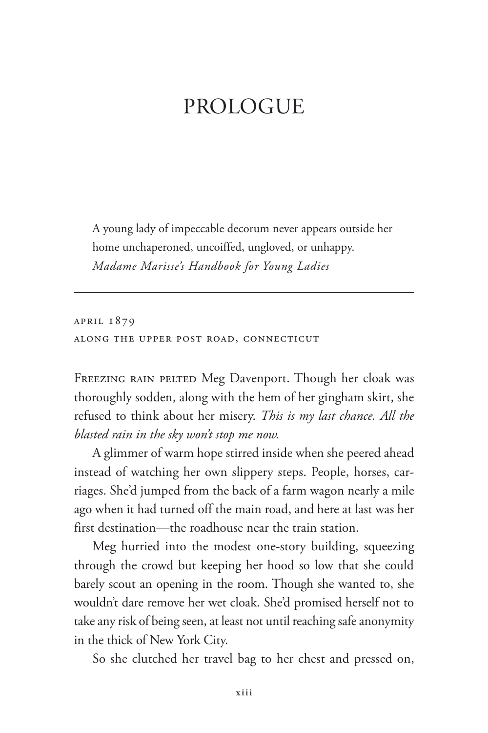# PROLOGUE

> A young lady of impeccable decorum never appears outside her home unchaperoned, uncoiffed, ungloved, or unhappy.
> *Madame Marisse's Handbook for Young Ladies*

---

APRIL 1879
ALONG THE UPPER POST ROAD, CONNECTICUT

FREEZING RAIN PELTED Meg Davenport. Though her cloak was thoroughly sodden, along with the hem of her gingham skirt, she refused to think about her misery. *This is my last chance. All the blasted rain in the sky won't stop me now.*

A glimmer of warm hope stirred inside when she peered ahead instead of watching her own slippery steps. People, horses, carriages. She'd jumped from the back of a farm wagon nearly a mile ago when it had turned off the main road, and here at last was her first destination—the roadhouse near the train station.

Meg hurried into the modest one-story building, squeezing through the crowd but keeping her hood so low that she could barely scout an opening in the room. Though she wanted to, she wouldn't dare remove her wet cloak. She'd promised herself not to take any risk of being seen, at least not until reaching safe anonymity in the thick of New York City.

So she clutched her travel bag to her chest and pressed on,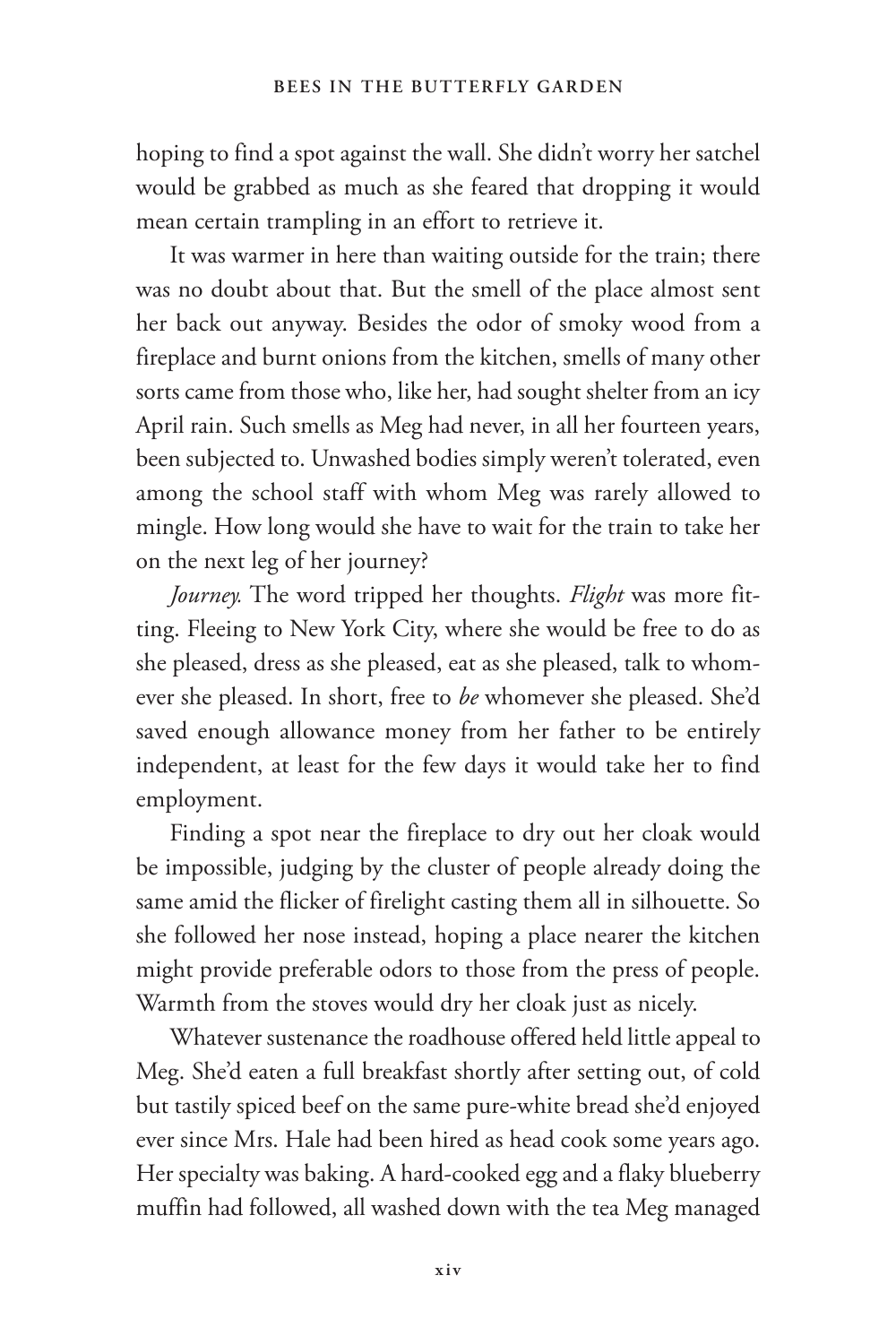hoping to find a spot against the wall. She didn't worry her satchel would be grabbed as much as she feared that dropping it would mean certain trampling in an effort to retrieve it.

It was warmer in here than waiting outside for the train; there was no doubt about that. But the smell of the place almost sent her back out anyway. Besides the odor of smoky wood from a fireplace and burnt onions from the kitchen, smells of many other sorts came from those who, like her, had sought shelter from an icy April rain. Such smells as Meg had never, in all her fourteen years, been subjected to. Unwashed bodies simply weren't tolerated, even among the school staff with whom Meg was rarely allowed to mingle. How long would she have to wait for the train to take her on the next leg of her journey?

*Journey.* The word tripped her thoughts. *Flight* was more fitting. Fleeing to New York City, where she would be free to do as she pleased, dress as she pleased, eat as she pleased, talk to whomever she pleased. In short, free to *be* whomever she pleased. She'd saved enough allowance money from her father to be entirely independent, at least for the few days it would take her to find employment.

Finding a spot near the fireplace to dry out her cloak would be impossible, judging by the cluster of people already doing the same amid the flicker of firelight casting them all in silhouette. So she followed her nose instead, hoping a place nearer the kitchen might provide preferable odors to those from the press of people. Warmth from the stoves would dry her cloak just as nicely.

Whatever sustenance the roadhouse offered held little appeal to Meg. She'd eaten a full breakfast shortly after setting out, of cold but tastily spiced beef on the same pure-white bread she'd enjoyed ever since Mrs. Hale had been hired as head cook some years ago. Her specialty was baking. A hard-cooked egg and a flaky blueberry muffin had followed, all washed down with the tea Meg managed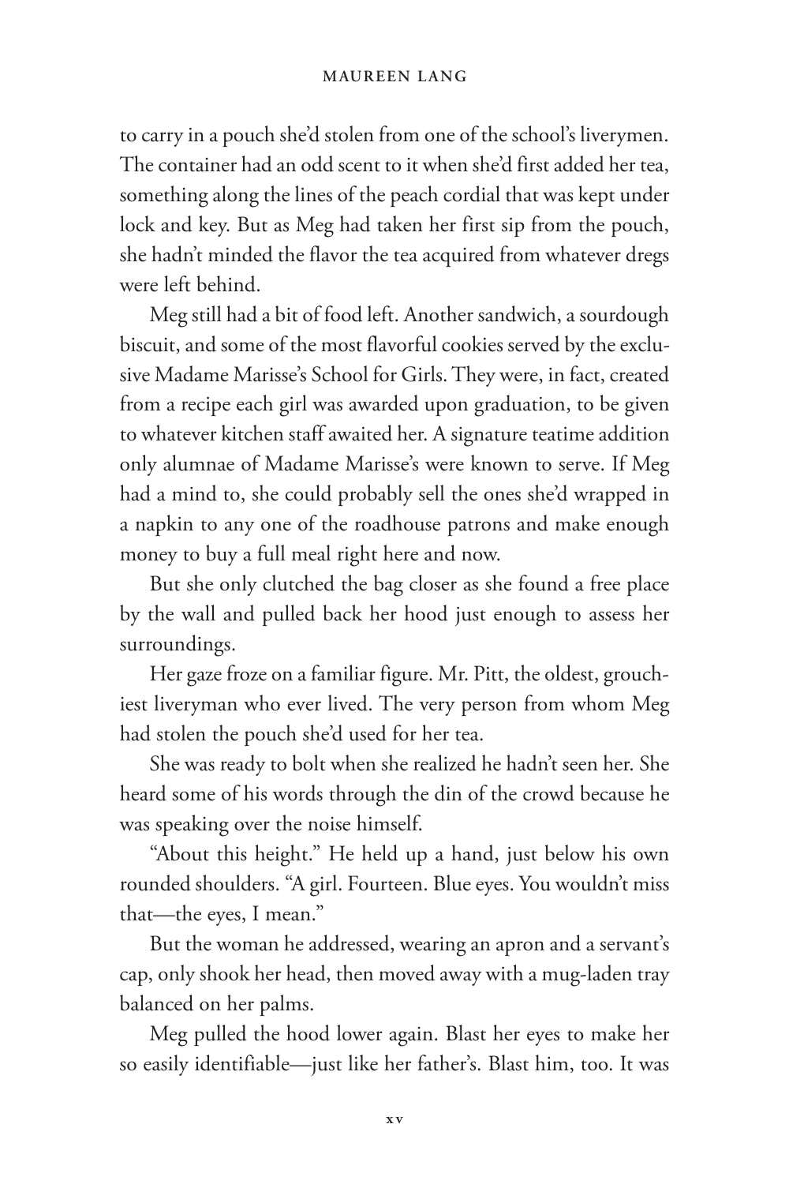to carry in a pouch she'd stolen from one of the school's liverymen. The container had an odd scent to it when she'd first added her tea, something along the lines of the peach cordial that was kept under lock and key. But as Meg had taken her first sip from the pouch, she hadn't minded the flavor the tea acquired from whatever dregs were left behind.

Meg still had a bit of food left. Another sandwich, a sourdough biscuit, and some of the most flavorful cookies served by the exclusive Madame Marisse's School for Girls. They were, in fact, created from a recipe each girl was awarded upon graduation, to be given to whatever kitchen staff awaited her. A signature teatime addition only alumnae of Madame Marisse's were known to serve. If Meg had a mind to, she could probably sell the ones she'd wrapped in a napkin to any one of the roadhouse patrons and make enough money to buy a full meal right here and now.

But she only clutched the bag closer as she found a free place by the wall and pulled back her hood just enough to assess her surroundings.

Her gaze froze on a familiar figure. Mr. Pitt, the oldest, grouchiest liveryman who ever lived. The very person from whom Meg had stolen the pouch she'd used for her tea.

She was ready to bolt when she realized he hadn't seen her. She heard some of his words through the din of the crowd because he was speaking over the noise himself.

"About this height." He held up a hand, just below his own rounded shoulders. "A girl. Fourteen. Blue eyes. You wouldn't miss that—the eyes, I mean."

But the woman he addressed, wearing an apron and a servant's cap, only shook her head, then moved away with a mug-laden tray balanced on her palms.

Meg pulled the hood lower again. Blast her eyes to make her so easily identifiable—just like her father's. Blast him, too. It was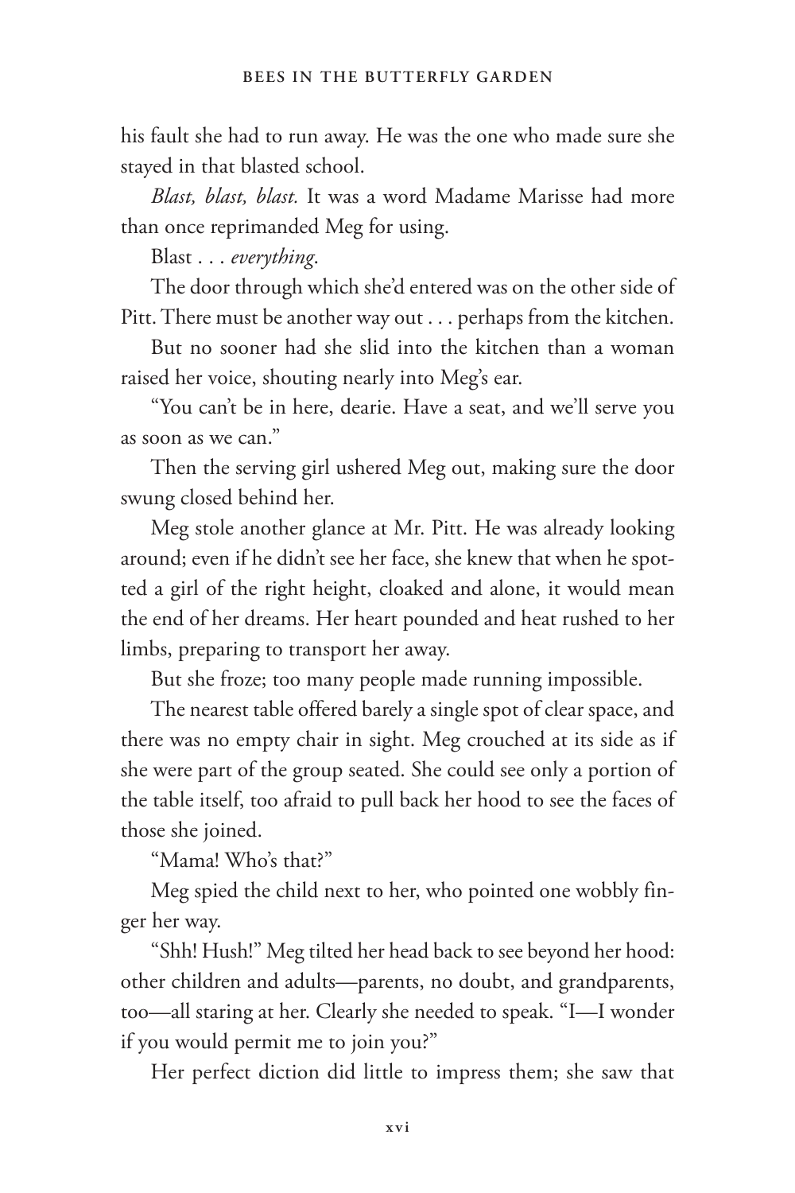his fault she had to run away. He was the one who made sure she stayed in that blasted school.

*Blast, blast, blast.* It was a word Madame Marisse had more than once reprimanded Meg for using.

Blast . . . *everything*.

The door through which she'd entered was on the other side of Pitt. There must be another way out . . . perhaps from the kitchen.

But no sooner had she slid into the kitchen than a woman raised her voice, shouting nearly into Meg's ear.

"You can't be in here, dearie. Have a seat, and we'll serve you as soon as we can."

Then the serving girl ushered Meg out, making sure the door swung closed behind her.

Meg stole another glance at Mr. Pitt. He was already looking around; even if he didn't see her face, she knew that when he spotted a girl of the right height, cloaked and alone, it would mean the end of her dreams. Her heart pounded and heat rushed to her limbs, preparing to transport her away.

But she froze; too many people made running impossible.

The nearest table offered barely a single spot of clear space, and there was no empty chair in sight. Meg crouched at its side as if she were part of the group seated. She could see only a portion of the table itself, too afraid to pull back her hood to see the faces of those she joined.

"Mama! Who's that?"

Meg spied the child next to her, who pointed one wobbly finger her way.

"Shh! Hush!" Meg tilted her head back to see beyond her hood: other children and adults—parents, no doubt, and grandparents, too—all staring at her. Clearly she needed to speak. "I—I wonder if you would permit me to join you?"

Her perfect diction did little to impress them; she saw that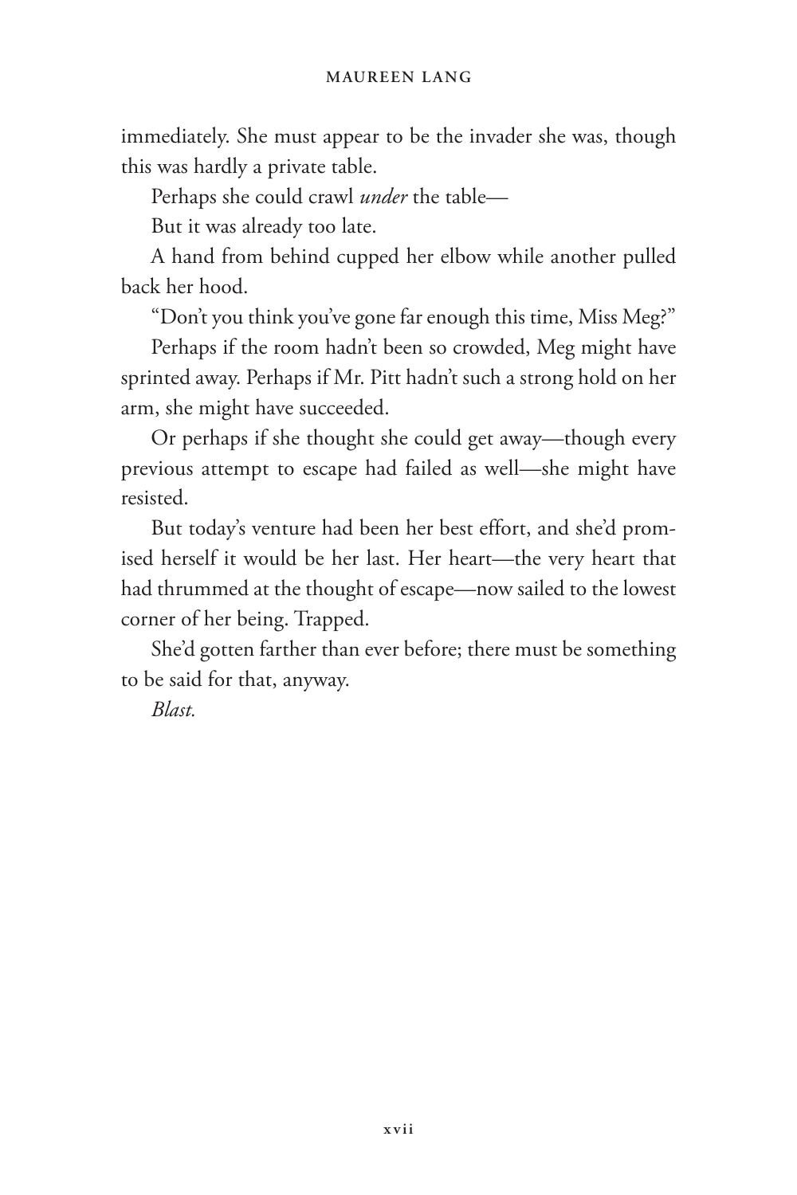immediately. She must appear to be the invader she was, though this was hardly a private table.

Perhaps she could crawl *under* the table—

But it was already too late.

A hand from behind cupped her elbow while another pulled back her hood.

"Don't you think you've gone far enough this time, Miss Meg?"

Perhaps if the room hadn't been so crowded, Meg might have sprinted away. Perhaps if Mr. Pitt hadn't such a strong hold on her arm, she might have succeeded.

Or perhaps if she thought she could get away—though every previous attempt to escape had failed as well—she might have resisted.

But today's venture had been her best effort, and she'd promised herself it would be her last. Her heart—the very heart that had thrummed at the thought of escape—now sailed to the lowest corner of her being. Trapped.

She'd gotten farther than ever before; there must be something to be said for that, anyway.

*Blast.*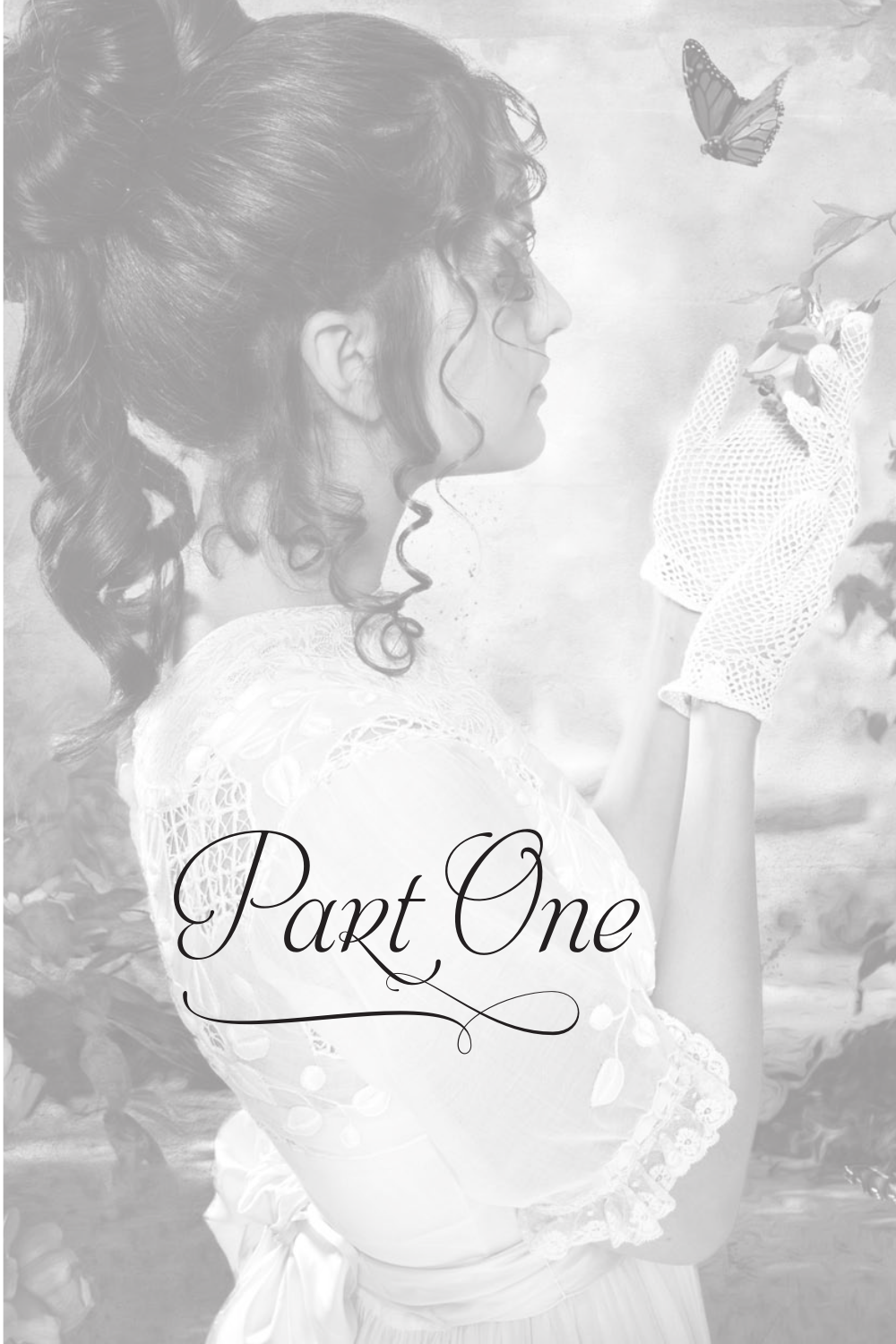# Part One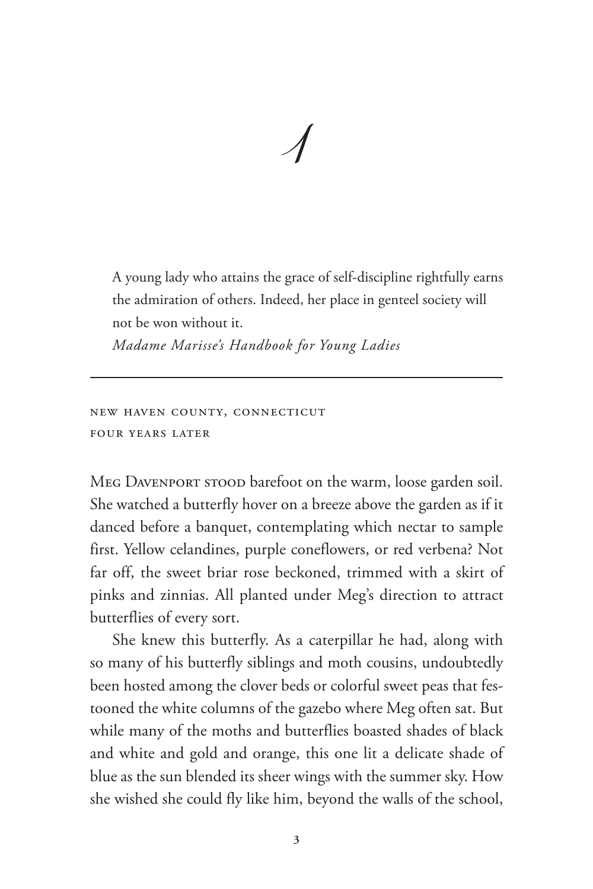# 1

> A young lady who attains the grace of self-discipline rightfully earns the admiration of others. Indeed, her place in genteel society will not be won without it.
>
> *Madame Marisse's Handbook for Young Ladies*

---

NEW HAVEN COUNTY, CONNECTICUT
FOUR YEARS LATER

MEG DAVENPORT STOOD barefoot on the warm, loose garden soil. She watched a butterfly hover on a breeze above the garden as if it danced before a banquet, contemplating which nectar to sample first. Yellow celandines, purple coneflowers, or red verbena? Not far off, the sweet briar rose beckoned, trimmed with a skirt of pinks and zinnias. All planted under Meg's direction to attract butterflies of every sort.

She knew this butterfly. As a caterpillar he had, along with so many of his butterfly siblings and moth cousins, undoubtedly been hosted among the clover beds or colorful sweet peas that festooned the white columns of the gazebo where Meg often sat. But while many of the moths and butterflies boasted shades of black and white and gold and orange, this one lit a delicate shade of blue as the sun blended its sheer wings with the summer sky. How she wished she could fly like him, beyond the walls of the school,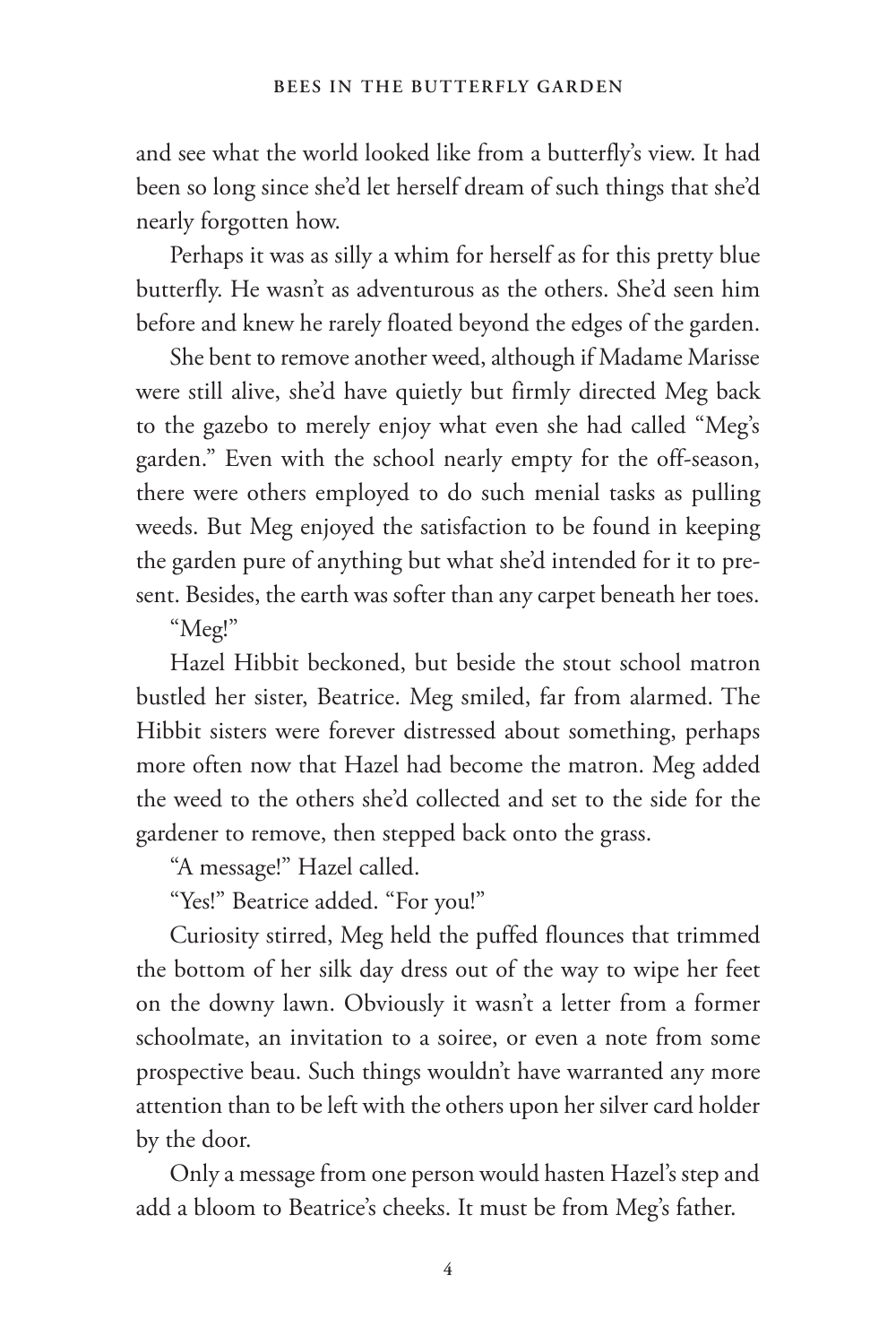and see what the world looked like from a butterfly's view. It had been so long since she'd let herself dream of such things that she'd nearly forgotten how.

Perhaps it was as silly a whim for herself as for this pretty blue butterfly. He wasn't as adventurous as the others. She'd seen him before and knew he rarely floated beyond the edges of the garden.

She bent to remove another weed, although if Madame Marisse were still alive, she'd have quietly but firmly directed Meg back to the gazebo to merely enjoy what even she had called "Meg's garden." Even with the school nearly empty for the off-season, there were others employed to do such menial tasks as pulling weeds. But Meg enjoyed the satisfaction to be found in keeping the garden pure of anything but what she'd intended for it to present. Besides, the earth was softer than any carpet beneath her toes.

"Meg!"

Hazel Hibbit beckoned, but beside the stout school matron bustled her sister, Beatrice. Meg smiled, far from alarmed. The Hibbit sisters were forever distressed about something, perhaps more often now that Hazel had become the matron. Meg added the weed to the others she'd collected and set to the side for the gardener to remove, then stepped back onto the grass.

"A message!" Hazel called.

"Yes!" Beatrice added. "For you!"

Curiosity stirred, Meg held the puffed flounces that trimmed the bottom of her silk day dress out of the way to wipe her feet on the downy lawn. Obviously it wasn't a letter from a former schoolmate, an invitation to a soiree, or even a note from some prospective beau. Such things wouldn't have warranted any more attention than to be left with the others upon her silver card holder by the door.

Only a message from one person would hasten Hazel's step and add a bloom to Beatrice's cheeks. It must be from Meg's father.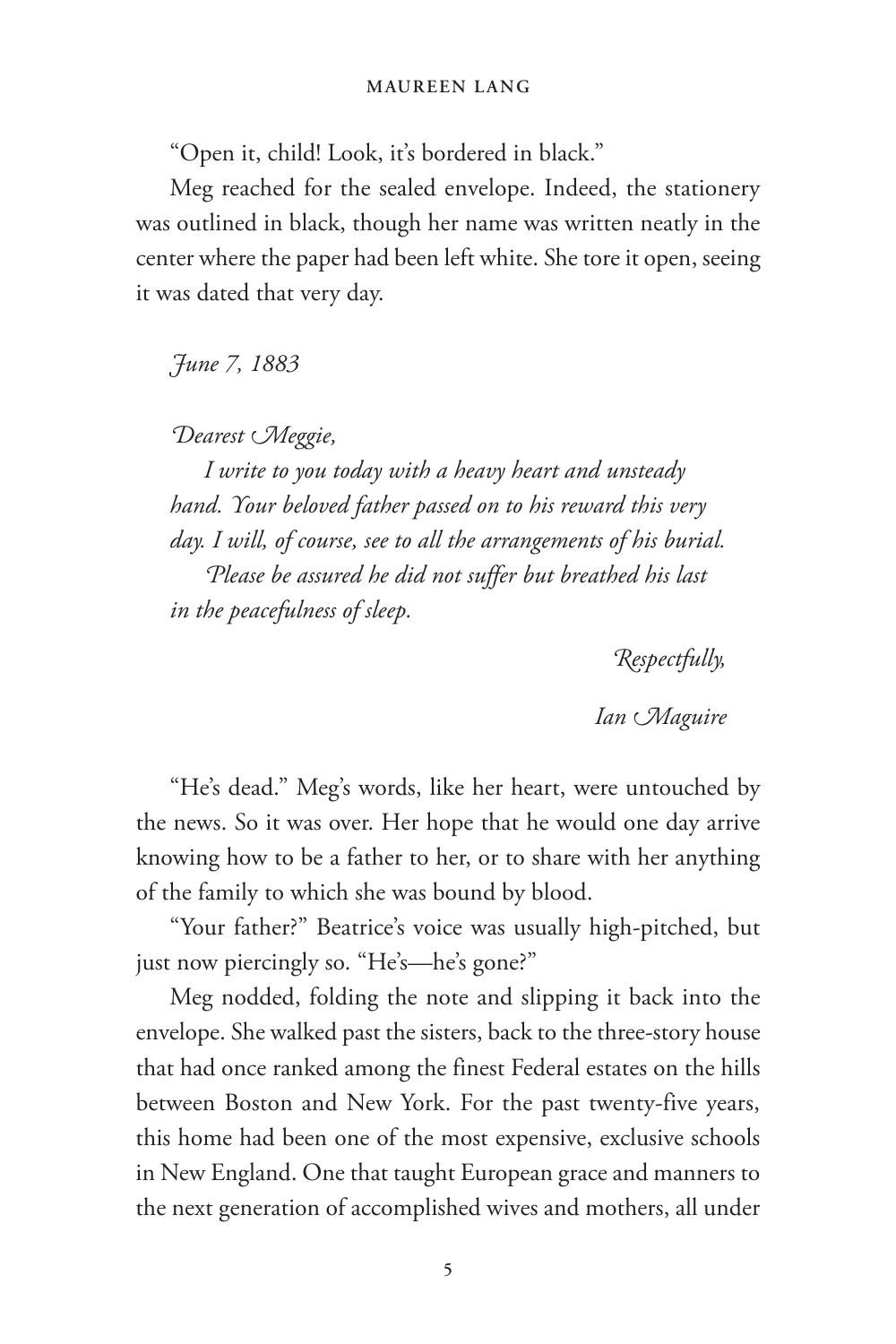"Open it, child! Look, it's bordered in black."

Meg reached for the sealed envelope. Indeed, the stationery was outlined in black, though her name was written neatly in the center where the paper had been left white. She tore it open, seeing it was dated that very day.

*June 7, 1883*

*Dearest Meggie,*

*I write to you today with a heavy heart and unsteady hand. Your beloved father passed on to his reward this very day. I will, of course, see to all the arrangements of his burial.*

*Please be assured he did not suffer but breathed his last in the peacefulness of sleep.*

*Respectfully,*

*Ian Maguire*

"He's dead." Meg's words, like her heart, were untouched by the news. So it was over. Her hope that he would one day arrive knowing how to be a father to her, or to share with her anything of the family to which she was bound by blood.

"Your father?" Beatrice's voice was usually high-pitched, but just now piercingly so. "He's—he's gone?"

Meg nodded, folding the note and slipping it back into the envelope. She walked past the sisters, back to the three-story house that had once ranked among the finest Federal estates on the hills between Boston and New York. For the past twenty-five years, this home had been one of the most expensive, exclusive schools in New England. One that taught European grace and manners to the next generation of accomplished wives and mothers, all under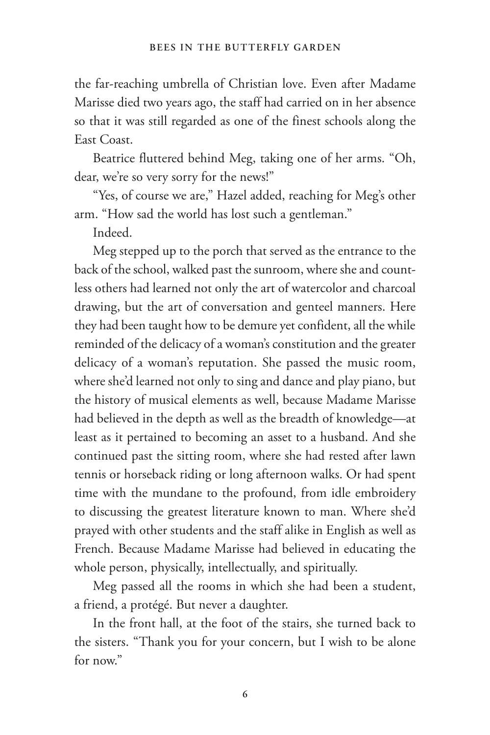the far-reaching umbrella of Christian love. Even after Madame Marisse died two years ago, the staff had carried on in her absence so that it was still regarded as one of the finest schools along the East Coast.

Beatrice fluttered behind Meg, taking one of her arms. "Oh, dear, we're so very sorry for the news!"

"Yes, of course we are," Hazel added, reaching for Meg's other arm. "How sad the world has lost such a gentleman."

Indeed.

Meg stepped up to the porch that served as the entrance to the back of the school, walked past the sunroom, where she and countless others had learned not only the art of watercolor and charcoal drawing, but the art of conversation and genteel manners. Here they had been taught how to be demure yet confident, all the while reminded of the delicacy of a woman's constitution and the greater delicacy of a woman's reputation. She passed the music room, where she'd learned not only to sing and dance and play piano, but the history of musical elements as well, because Madame Marisse had believed in the depth as well as the breadth of knowledge—at least as it pertained to becoming an asset to a husband. And she continued past the sitting room, where she had rested after lawn tennis or horseback riding or long afternoon walks. Or had spent time with the mundane to the profound, from idle embroidery to discussing the greatest literature known to man. Where she'd prayed with other students and the staff alike in English as well as French. Because Madame Marisse had believed in educating the whole person, physically, intellectually, and spiritually.

Meg passed all the rooms in which she had been a student, a friend, a protégé. But never a daughter.

In the front hall, at the foot of the stairs, she turned back to the sisters. "Thank you for your concern, but I wish to be alone for now."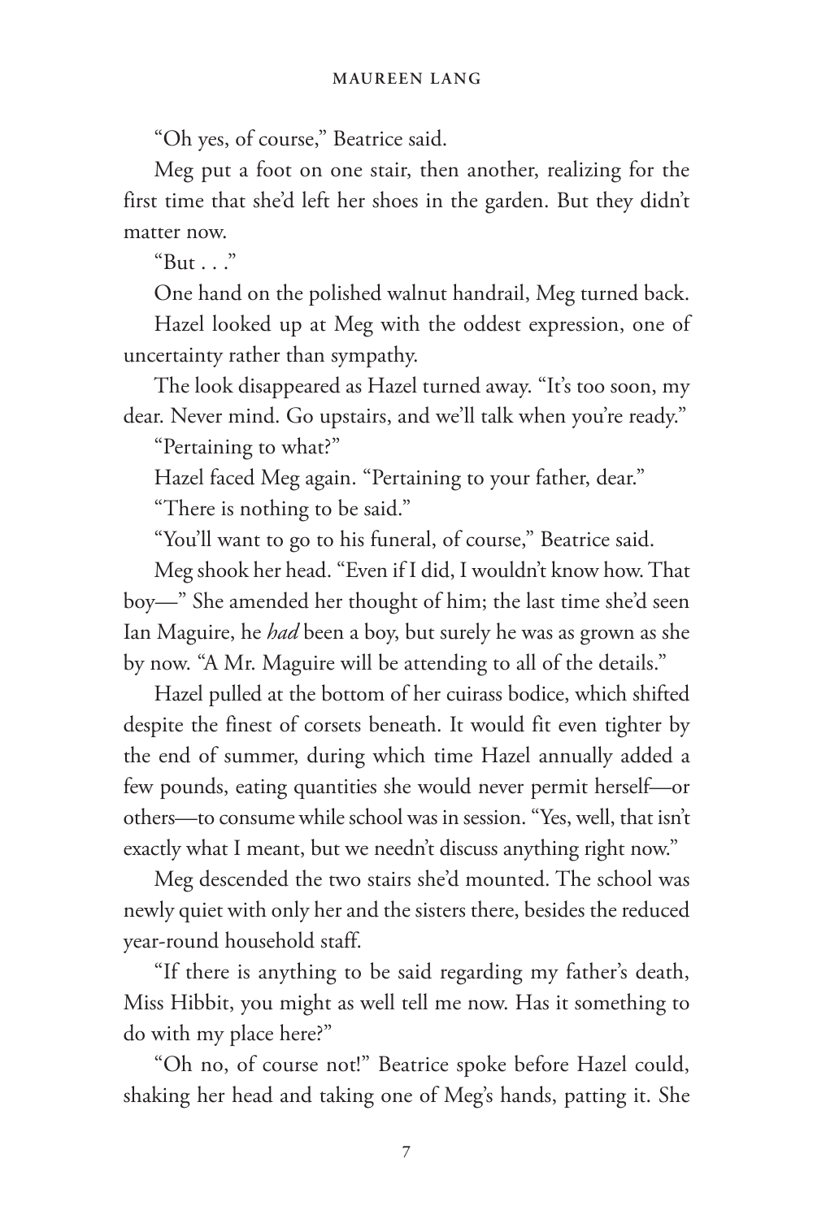"Oh yes, of course," Beatrice said.

Meg put a foot on one stair, then another, realizing for the first time that she'd left her shoes in the garden. But they didn't matter now.

"But . . ."

One hand on the polished walnut handrail, Meg turned back.

Hazel looked up at Meg with the oddest expression, one of uncertainty rather than sympathy.

The look disappeared as Hazel turned away. "It's too soon, my dear. Never mind. Go upstairs, and we'll talk when you're ready."

"Pertaining to what?"

Hazel faced Meg again. "Pertaining to your father, dear."

"There is nothing to be said."

"You'll want to go to his funeral, of course," Beatrice said.

Meg shook her head. "Even if I did, I wouldn't know how. That boy—" She amended her thought of him; the last time she'd seen Ian Maguire, he *had* been a boy, but surely he was as grown as she by now. "A Mr. Maguire will be attending to all of the details."

Hazel pulled at the bottom of her cuirass bodice, which shifted despite the finest of corsets beneath. It would fit even tighter by the end of summer, during which time Hazel annually added a few pounds, eating quantities she would never permit herself—or others—to consume while school was in session. "Yes, well, that isn't exactly what I meant, but we needn't discuss anything right now."

Meg descended the two stairs she'd mounted. The school was newly quiet with only her and the sisters there, besides the reduced year-round household staff.

"If there is anything to be said regarding my father's death, Miss Hibbit, you might as well tell me now. Has it something to do with my place here?"

"Oh no, of course not!" Beatrice spoke before Hazel could, shaking her head and taking one of Meg's hands, patting it. She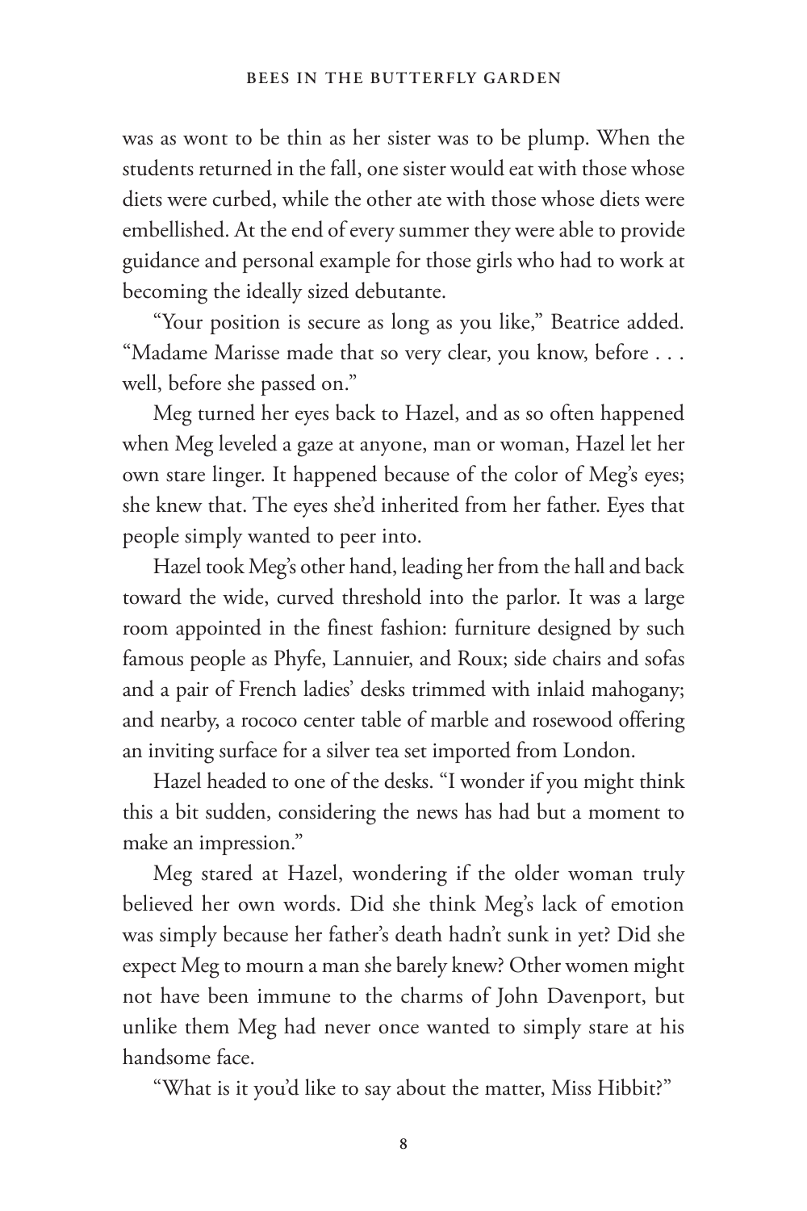was as wont to be thin as her sister was to be plump. When the students returned in the fall, one sister would eat with those whose diets were curbed, while the other ate with those whose diets were embellished. At the end of every summer they were able to provide guidance and personal example for those girls who had to work at becoming the ideally sized debutante.

"Your position is secure as long as you like," Beatrice added. "Madame Marisse made that so very clear, you know, before . . . well, before she passed on."

Meg turned her eyes back to Hazel, and as so often happened when Meg leveled a gaze at anyone, man or woman, Hazel let her own stare linger. It happened because of the color of Meg's eyes; she knew that. The eyes she'd inherited from her father. Eyes that people simply wanted to peer into.

Hazel took Meg's other hand, leading her from the hall and back toward the wide, curved threshold into the parlor. It was a large room appointed in the finest fashion: furniture designed by such famous people as Phyfe, Lannuier, and Roux; side chairs and sofas and a pair of French ladies' desks trimmed with inlaid mahogany; and nearby, a rococo center table of marble and rosewood offering an inviting surface for a silver tea set imported from London.

Hazel headed to one of the desks. "I wonder if you might think this a bit sudden, considering the news has had but a moment to make an impression."

Meg stared at Hazel, wondering if the older woman truly believed her own words. Did she think Meg's lack of emotion was simply because her father's death hadn't sunk in yet? Did she expect Meg to mourn a man she barely knew? Other women might not have been immune to the charms of John Davenport, but unlike them Meg had never once wanted to simply stare at his handsome face.

"What is it you'd like to say about the matter, Miss Hibbit?"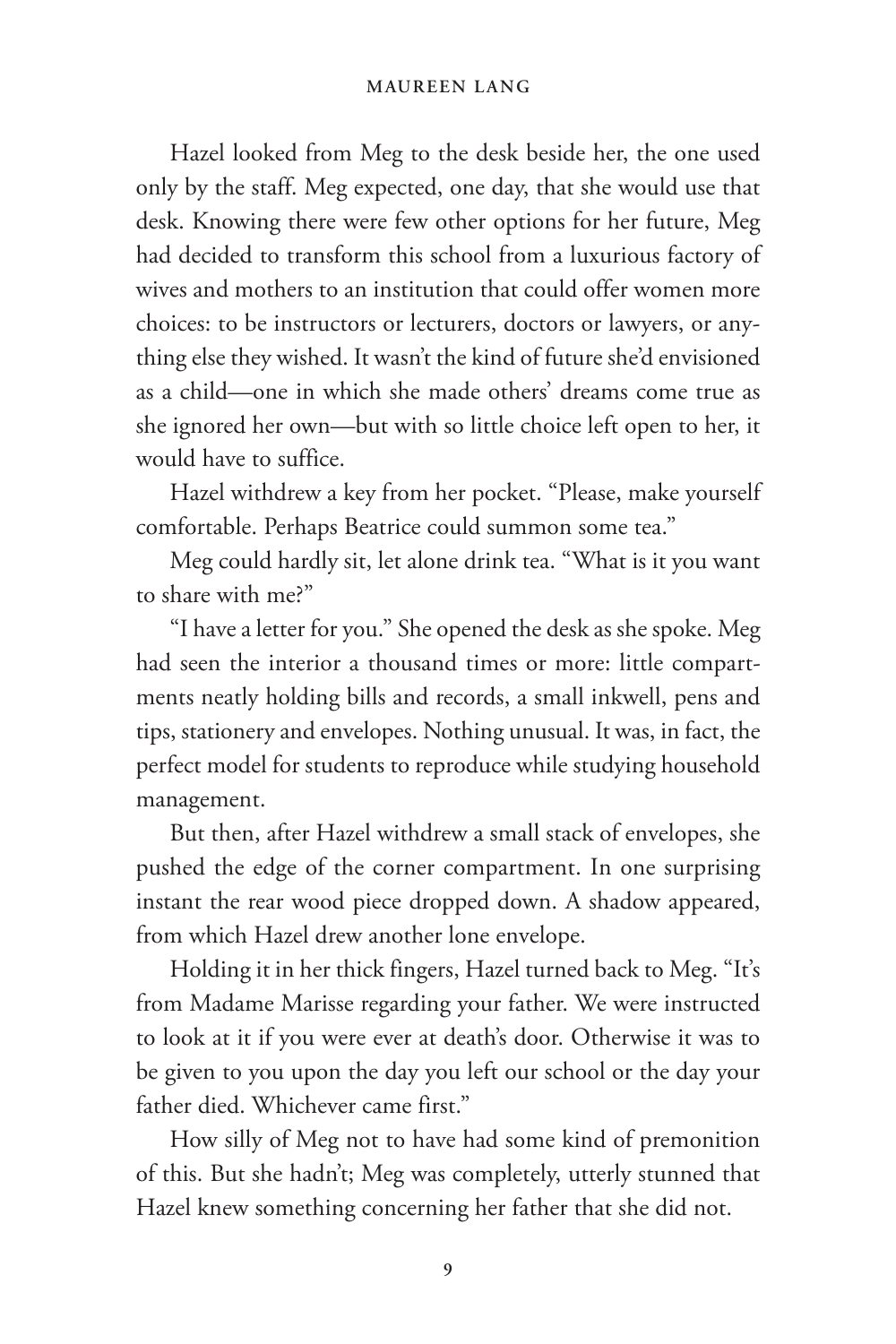Hazel looked from Meg to the desk beside her, the one used only by the staff. Meg expected, one day, that she would use that desk. Knowing there were few other options for her future, Meg had decided to transform this school from a luxurious factory of wives and mothers to an institution that could offer women more choices: to be instructors or lecturers, doctors or lawyers, or anything else they wished. It wasn't the kind of future she'd envisioned as a child—one in which she made others' dreams come true as she ignored her own—but with so little choice left open to her, it would have to suffice.

Hazel withdrew a key from her pocket. "Please, make yourself comfortable. Perhaps Beatrice could summon some tea."

Meg could hardly sit, let alone drink tea. "What is it you want to share with me?"

"I have a letter for you." She opened the desk as she spoke. Meg had seen the interior a thousand times or more: little compartments neatly holding bills and records, a small inkwell, pens and tips, stationery and envelopes. Nothing unusual. It was, in fact, the perfect model for students to reproduce while studying household management.

But then, after Hazel withdrew a small stack of envelopes, she pushed the edge of the corner compartment. In one surprising instant the rear wood piece dropped down. A shadow appeared, from which Hazel drew another lone envelope.

Holding it in her thick fingers, Hazel turned back to Meg. "It's from Madame Marisse regarding your father. We were instructed to look at it if you were ever at death's door. Otherwise it was to be given to you upon the day you left our school or the day your father died. Whichever came first."

How silly of Meg not to have had some kind of premonition of this. But she hadn't; Meg was completely, utterly stunned that Hazel knew something concerning her father that she did not.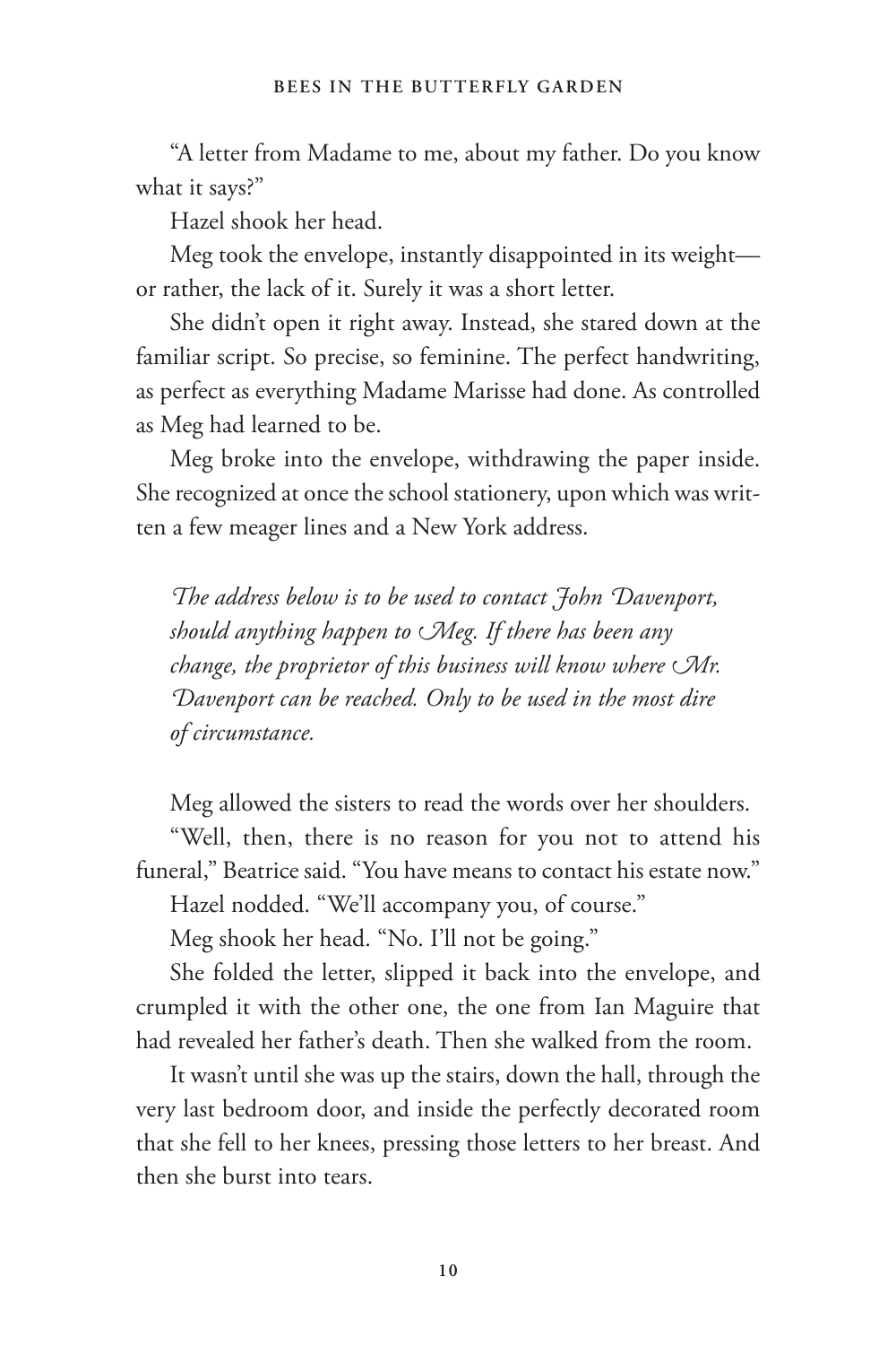"A letter from Madame to me, about my father. Do you know what it says?"

Hazel shook her head.

Meg took the envelope, instantly disappointed in its weight—or rather, the lack of it. Surely it was a short letter.

She didn't open it right away. Instead, she stared down at the familiar script. So precise, so feminine. The perfect handwriting, as perfect as everything Madame Marisse had done. As controlled as Meg had learned to be.

Meg broke into the envelope, withdrawing the paper inside. She recognized at once the school stationery, upon which was written a few meager lines and a New York address.

> *The address below is to be used to contact John Davenport, should anything happen to Meg. If there has been any change, the proprietor of this business will know where Mr. Davenport can be reached. Only to be used in the most dire of circumstance.*

Meg allowed the sisters to read the words over her shoulders.

"Well, then, there is no reason for you not to attend his funeral," Beatrice said. "You have means to contact his estate now."

Hazel nodded. "We'll accompany you, of course."

Meg shook her head. "No. I'll not be going."

She folded the letter, slipped it back into the envelope, and crumpled it with the other one, the one from Ian Maguire that had revealed her father's death. Then she walked from the room.

It wasn't until she was up the stairs, down the hall, through the very last bedroom door, and inside the perfectly decorated room that she fell to her knees, pressing those letters to her breast. And then she burst into tears.